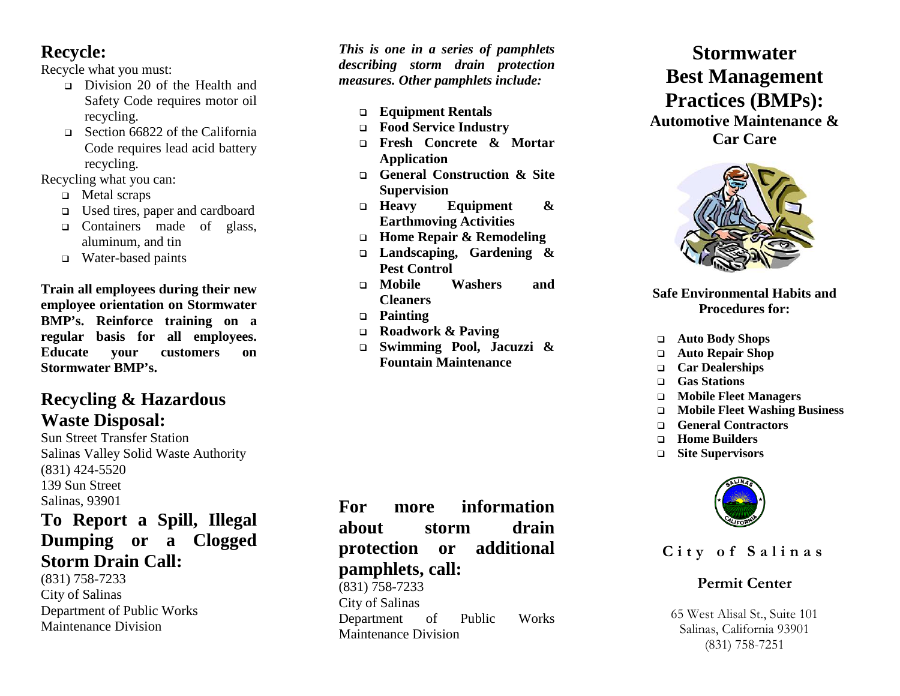## Recycle:

Recycle what you must:

- Division 20 of the Health and Safety Code requires motor oil recycling.
- Section 66822 of the California Code requires lead acid battery recycling.

Recycling what you can:

- Metal scraps
- Used tires, paper and cardboard
- Containers made of glass, aluminum, and tin
- Water-based paints

**Train all employees during their new employee orientation on Stormwater BMP's. Reinforce training on a regular basis for all employees. Educate your customers on Stormwater BMP's.**

## Recycling & Hazardous Waste Disposal:

Sun Street Transfer Station
Salinas Valley Solid Waste Authority
(831) 424-5520
139 Sun Street
Salinas, 93901

## To Report a Spill, Illegal Dumping or a Clogged Storm Drain Call:

(831) 758-7233
City of Salinas
Department of Public Works
Maintenance Division

***This is one in a series of pamphlets describing storm drain protection measures. Other pamphlets include:***

- **Equipment Rentals**
- **Food Service Industry**
- **Fresh Concrete & Mortar Application**
- **General Construction & Site Supervision**
- **Heavy Equipment & Earthmoving Activities**
- **Home Repair & Remodeling**
- **Landscaping, Gardening & Pest Control**
- **Mobile Washers and Cleaners**
- **Painting**
- **Roadwork & Paving**
- **Swimming Pool, Jacuzzi & Fountain Maintenance**

## For more information about storm drain protection or additional pamphlets, call:

(831) 758-7233
City of Salinas
Department of Public Works
Maintenance Division

# Stormwater Best Management Practices (BMPs):

### Automotive Maintenance & Car Care

**Safe Environmental Habits and Procedures for:**

- **Auto Body Shops**
- **Auto Repair Shop**
- **Car Dealerships**
- **Gas Stations**
- **Mobile Fleet Managers**
- **Mobile Fleet Washing Business**
- **General Contractors**
- **Home Builders**
- **Site Supervisors**

**City of Salinas**

**Permit Center**

65 West Alisal St., Suite 101
Salinas, California 93901
(831) 758-7251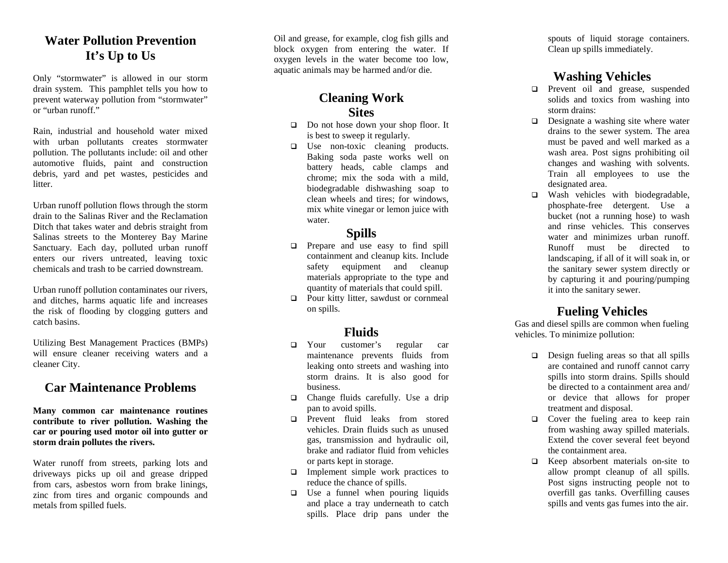# Water Pollution Prevention It's Up to Us

Only "stormwater" is allowed in our storm drain system. This pamphlet tells you how to prevent waterway pollution from "stormwater" or "urban runoff."

Rain, industrial and household water mixed with urban pollutants creates stormwater pollution. The pollutants include: oil and other automotive fluids, paint and construction debris, yard and pet wastes, pesticides and litter.

Urban runoff pollution flows through the storm drain to the Salinas River and the Reclamation Ditch that takes water and debris straight from Salinas streets to the Monterey Bay Marine Sanctuary. Each day, polluted urban runoff enters our rivers untreated, leaving toxic chemicals and trash to be carried downstream.

Urban runoff pollution contaminates our rivers, and ditches, harms aquatic life and increases the risk of flooding by clogging gutters and catch basins.

Utilizing Best Management Practices (BMPs) will ensure cleaner receiving waters and a cleaner City.

## Car Maintenance Problems

**Many common car maintenance routines contribute to river pollution. Washing the car or pouring used motor oil into gutter or storm drain pollutes the rivers.**

Water runoff from streets, parking lots and driveways picks up oil and grease dripped from cars, asbestos worn from brake linings, zinc from tires and organic compounds and metals from spilled fuels. Oil and grease, for example, clog fish gills and block oxygen from entering the water. If oxygen levels in the water become too low, aquatic animals may be harmed and/or die.

## Cleaning Work Sites

- Do not hose down your shop floor. It is best to sweep it regularly.
- Use non-toxic cleaning products. Baking soda paste works well on battery heads, cable clamps and chrome; mix the soda with a mild, biodegradable dishwashing soap to clean wheels and tires; for windows, mix white vinegar or lemon juice with water.

## Spills

- Prepare and use easy to find spill containment and cleanup kits. Include safety equipment and cleanup materials appropriate to the type and quantity of materials that could spill.
- Pour kitty litter, sawdust or cornmeal on spills.

## Fluids

- Your customer's regular car maintenance prevents fluids from leaking onto streets and washing into storm drains. It is also good for business.
- Change fluids carefully. Use a drip pan to avoid spills.
- Prevent fluid leaks from stored vehicles. Drain fluids such as unused gas, transmission and hydraulic oil, brake and radiator fluid from vehicles or parts kept in storage.
- Implement simple work practices to reduce the chance of spills.
- Use a funnel when pouring liquids and place a tray underneath to catch spills. Place drip pans under the spouts of liquid storage containers. Clean up spills immediately.

## Washing Vehicles

- Prevent oil and grease, suspended solids and toxics from washing into storm drains:
- Designate a washing site where water drains to the sewer system. The area must be paved and well marked as a wash area. Post signs prohibiting oil changes and washing with solvents. Train all employees to use the designated area.
- Wash vehicles with biodegradable, phosphate-free detergent. Use a bucket (not a running hose) to wash and rinse vehicles. This conserves water and minimizes urban runoff. Runoff must be directed to landscaping, if all of it will soak in, or the sanitary sewer system directly or by capturing it and pouring/pumping it into the sanitary sewer.

## Fueling Vehicles

Gas and diesel spills are common when fueling vehicles. To minimize pollution:

- Design fueling areas so that all spills are contained and runoff cannot carry spills into storm drains. Spills should be directed to a containment area and/ or device that allows for proper treatment and disposal.
- Cover the fueling area to keep rain from washing away spilled materials. Extend the cover several feet beyond the containment area.
- Keep absorbent materials on-site to allow prompt cleanup of all spills. Post signs instructing people not to overfill gas tanks. Overfilling causes spills and vents gas fumes into the air.